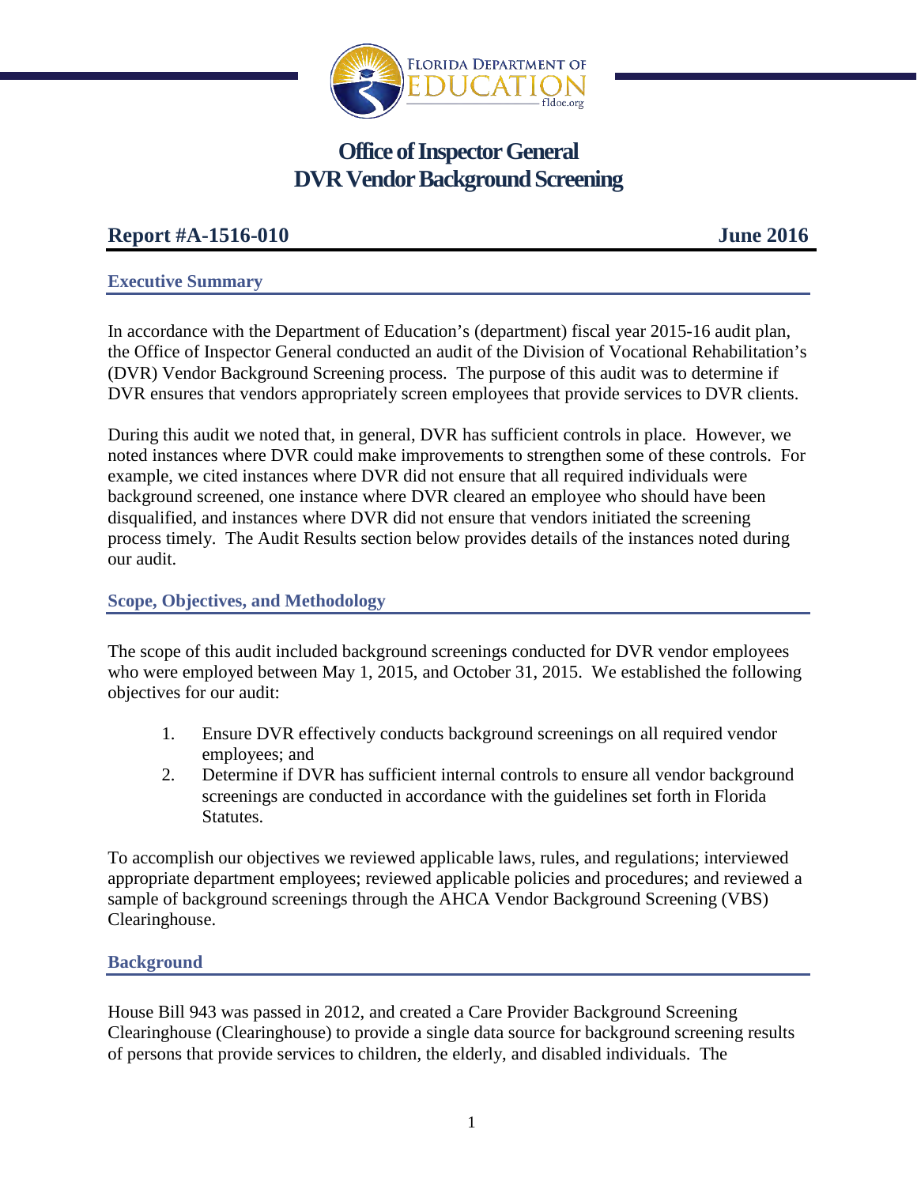# Office of Inspector General
# DVR Vendor Background Screening

**Report #A-1516-010** **June 2016**

## Executive Summary

In accordance with the Department of Education's (department) fiscal year 2015-16 audit plan, the Office of Inspector General conducted an audit of the Division of Vocational Rehabilitation's (DVR) Vendor Background Screening process. The purpose of this audit was to determine if DVR ensures that vendors appropriately screen employees that provide services to DVR clients.

During this audit we noted that, in general, DVR has sufficient controls in place. However, we noted instances where DVR could make improvements to strengthen some of these controls. For example, we cited instances where DVR did not ensure that all required individuals were background screened, one instance where DVR cleared an employee who should have been disqualified, and instances where DVR did not ensure that vendors initiated the screening process timely. The Audit Results section below provides details of the instances noted during our audit.

## Scope, Objectives, and Methodology

The scope of this audit included background screenings conducted for DVR vendor employees who were employed between May 1, 2015, and October 31, 2015. We established the following objectives for our audit:

1. Ensure DVR effectively conducts background screenings on all required vendor employees; and
2. Determine if DVR has sufficient internal controls to ensure all vendor background screenings are conducted in accordance with the guidelines set forth in Florida Statutes.

To accomplish our objectives we reviewed applicable laws, rules, and regulations; interviewed appropriate department employees; reviewed applicable policies and procedures; and reviewed a sample of background screenings through the AHCA Vendor Background Screening (VBS) Clearinghouse.

## Background

House Bill 943 was passed in 2012, and created a Care Provider Background Screening Clearinghouse (Clearinghouse) to provide a single data source for background screening results of persons that provide services to children, the elderly, and disabled individuals. The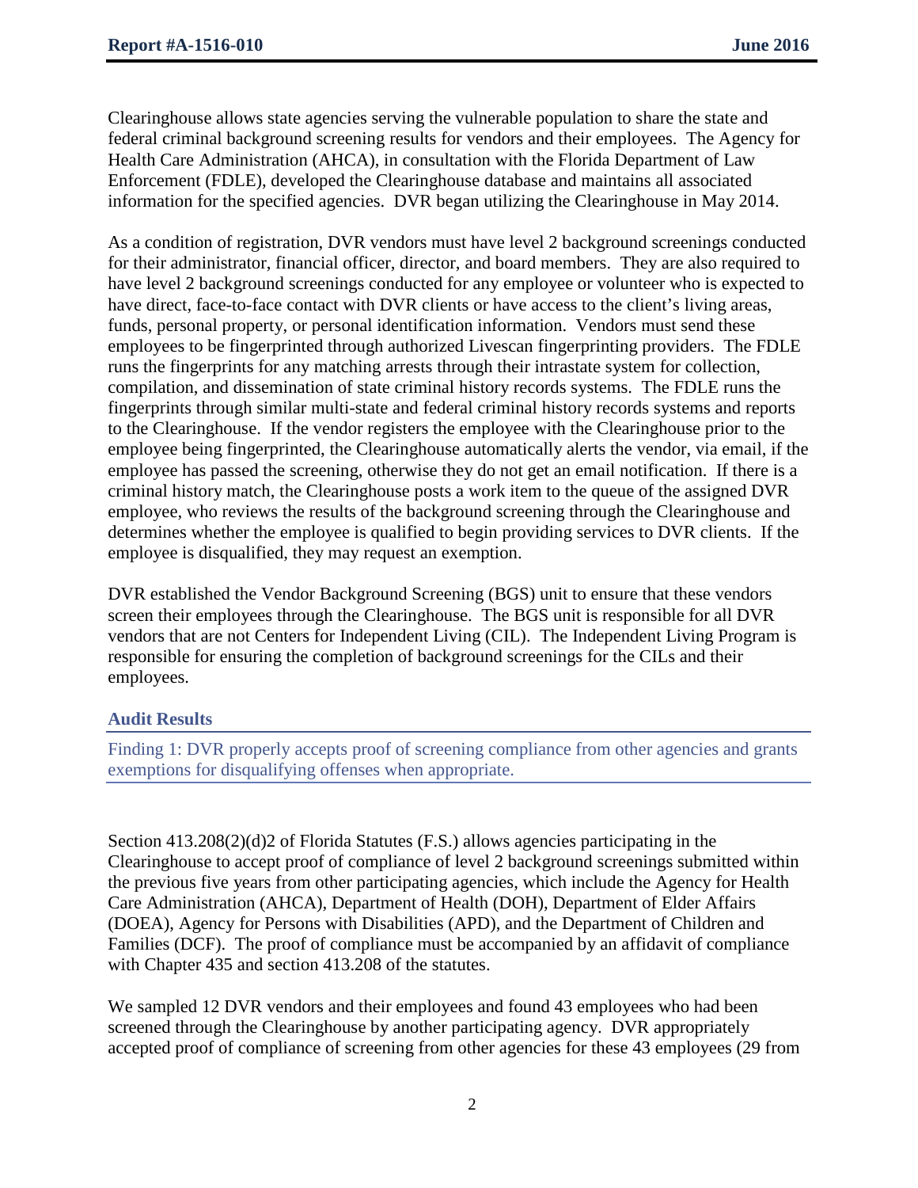Clearinghouse allows state agencies serving the vulnerable population to share the state and federal criminal background screening results for vendors and their employees. The Agency for Health Care Administration (AHCA), in consultation with the Florida Department of Law Enforcement (FDLE), developed the Clearinghouse database and maintains all associated information for the specified agencies. DVR began utilizing the Clearinghouse in May 2014.

As a condition of registration, DVR vendors must have level 2 background screenings conducted for their administrator, financial officer, director, and board members. They are also required to have level 2 background screenings conducted for any employee or volunteer who is expected to have direct, face-to-face contact with DVR clients or have access to the client's living areas, funds, personal property, or personal identification information. Vendors must send these employees to be fingerprinted through authorized Livescan fingerprinting providers. The FDLE runs the fingerprints for any matching arrests through their intrastate system for collection, compilation, and dissemination of state criminal history records systems. The FDLE runs the fingerprints through similar multi-state and federal criminal history records systems and reports to the Clearinghouse. If the vendor registers the employee with the Clearinghouse prior to the employee being fingerprinted, the Clearinghouse automatically alerts the vendor, via email, if the employee has passed the screening, otherwise they do not get an email notification. If there is a criminal history match, the Clearinghouse posts a work item to the queue of the assigned DVR employee, who reviews the results of the background screening through the Clearinghouse and determines whether the employee is qualified to begin providing services to DVR clients. If the employee is disqualified, they may request an exemption.

DVR established the Vendor Background Screening (BGS) unit to ensure that these vendors screen their employees through the Clearinghouse. The BGS unit is responsible for all DVR vendors that are not Centers for Independent Living (CIL). The Independent Living Program is responsible for ensuring the completion of background screenings for the CILs and their employees.

## Audit Results

### Finding 1: DVR properly accepts proof of screening compliance from other agencies and grants exemptions for disqualifying offenses when appropriate.

Section 413.208(2)(d)2 of Florida Statutes (F.S.) allows agencies participating in the Clearinghouse to accept proof of compliance of level 2 background screenings submitted within the previous five years from other participating agencies, which include the Agency for Health Care Administration (AHCA), Department of Health (DOH), Department of Elder Affairs (DOEA), Agency for Persons with Disabilities (APD), and the Department of Children and Families (DCF). The proof of compliance must be accompanied by an affidavit of compliance with Chapter 435 and section 413.208 of the statutes.

We sampled 12 DVR vendors and their employees and found 43 employees who had been screened through the Clearinghouse by another participating agency. DVR appropriately accepted proof of compliance of screening from other agencies for these 43 employees (29 from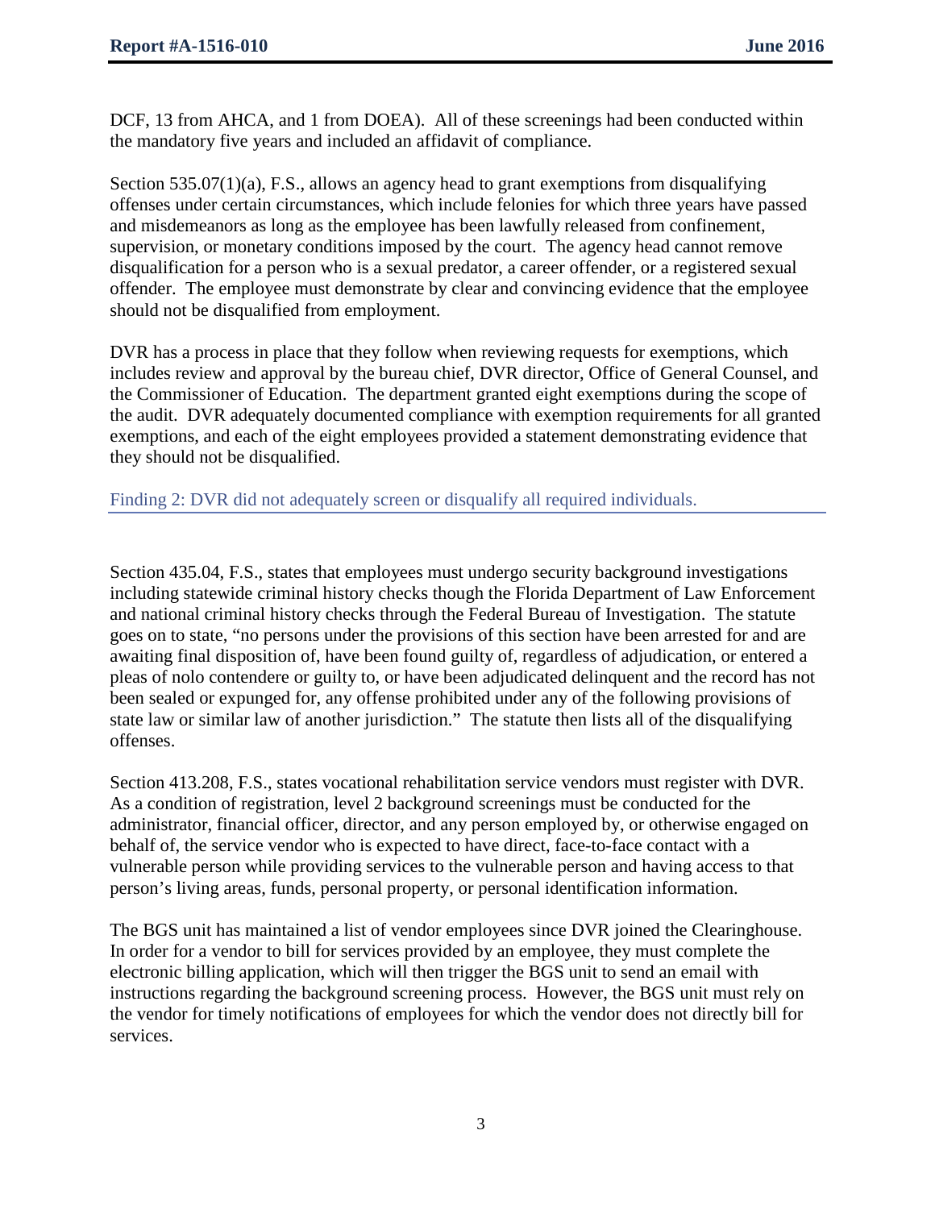DCF, 13 from AHCA, and 1 from DOEA). All of these screenings had been conducted within the mandatory five years and included an affidavit of compliance.

Section 535.07(1)(a), F.S., allows an agency head to grant exemptions from disqualifying offenses under certain circumstances, which include felonies for which three years have passed and misdemeanors as long as the employee has been lawfully released from confinement, supervision, or monetary conditions imposed by the court. The agency head cannot remove disqualification for a person who is a sexual predator, a career offender, or a registered sexual offender. The employee must demonstrate by clear and convincing evidence that the employee should not be disqualified from employment.

DVR has a process in place that they follow when reviewing requests for exemptions, which includes review and approval by the bureau chief, DVR director, Office of General Counsel, and the Commissioner of Education. The department granted eight exemptions during the scope of the audit. DVR adequately documented compliance with exemption requirements for all granted exemptions, and each of the eight employees provided a statement demonstrating evidence that they should not be disqualified.

### Finding 2: DVR did not adequately screen or disqualify all required individuals.

Section 435.04, F.S., states that employees must undergo security background investigations including statewide criminal history checks though the Florida Department of Law Enforcement and national criminal history checks through the Federal Bureau of Investigation. The statute goes on to state, "no persons under the provisions of this section have been arrested for and are awaiting final disposition of, have been found guilty of, regardless of adjudication, or entered a pleas of nolo contendere or guilty to, or have been adjudicated delinquent and the record has not been sealed or expunged for, any offense prohibited under any of the following provisions of state law or similar law of another jurisdiction." The statute then lists all of the disqualifying offenses.

Section 413.208, F.S., states vocational rehabilitation service vendors must register with DVR. As a condition of registration, level 2 background screenings must be conducted for the administrator, financial officer, director, and any person employed by, or otherwise engaged on behalf of, the service vendor who is expected to have direct, face-to-face contact with a vulnerable person while providing services to the vulnerable person and having access to that person's living areas, funds, personal property, or personal identification information.

The BGS unit has maintained a list of vendor employees since DVR joined the Clearinghouse. In order for a vendor to bill for services provided by an employee, they must complete the electronic billing application, which will then trigger the BGS unit to send an email with instructions regarding the background screening process. However, the BGS unit must rely on the vendor for timely notifications of employees for which the vendor does not directly bill for services.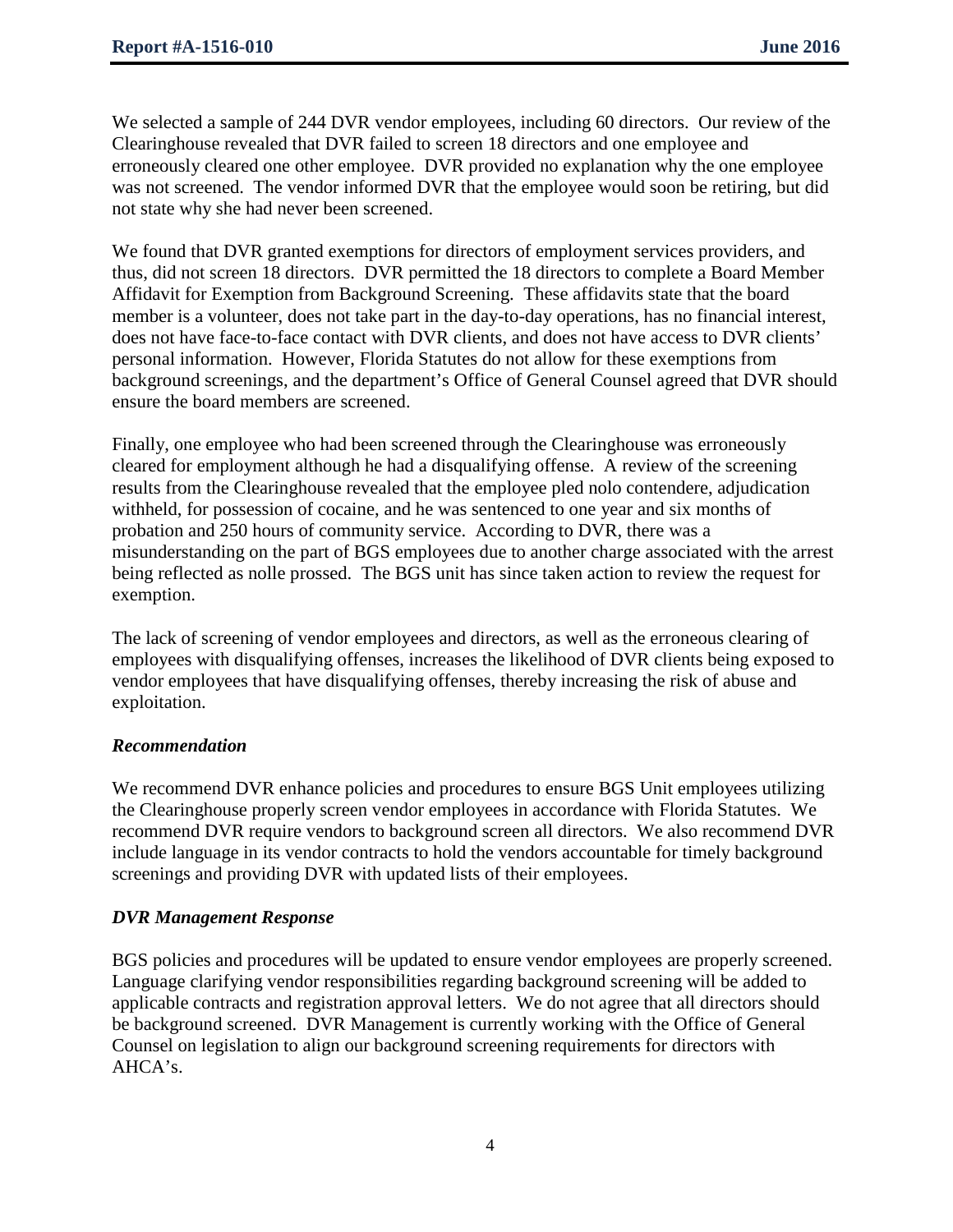We selected a sample of 244 DVR vendor employees, including 60 directors. Our review of the Clearinghouse revealed that DVR failed to screen 18 directors and one employee and erroneously cleared one other employee. DVR provided no explanation why the one employee was not screened. The vendor informed DVR that the employee would soon be retiring, but did not state why she had never been screened.

We found that DVR granted exemptions for directors of employment services providers, and thus, did not screen 18 directors. DVR permitted the 18 directors to complete a Board Member Affidavit for Exemption from Background Screening. These affidavits state that the board member is a volunteer, does not take part in the day-to-day operations, has no financial interest, does not have face-to-face contact with DVR clients, and does not have access to DVR clients' personal information. However, Florida Statutes do not allow for these exemptions from background screenings, and the department's Office of General Counsel agreed that DVR should ensure the board members are screened.

Finally, one employee who had been screened through the Clearinghouse was erroneously cleared for employment although he had a disqualifying offense. A review of the screening results from the Clearinghouse revealed that the employee pled nolo contendere, adjudication withheld, for possession of cocaine, and he was sentenced to one year and six months of probation and 250 hours of community service. According to DVR, there was a misunderstanding on the part of BGS employees due to another charge associated with the arrest being reflected as nolle prossed. The BGS unit has since taken action to review the request for exemption.

The lack of screening of vendor employees and directors, as well as the erroneous clearing of employees with disqualifying offenses, increases the likelihood of DVR clients being exposed to vendor employees that have disqualifying offenses, thereby increasing the risk of abuse and exploitation.

### *Recommendation*

We recommend DVR enhance policies and procedures to ensure BGS Unit employees utilizing the Clearinghouse properly screen vendor employees in accordance with Florida Statutes. We recommend DVR require vendors to background screen all directors. We also recommend DVR include language in its vendor contracts to hold the vendors accountable for timely background screenings and providing DVR with updated lists of their employees.

### *DVR Management Response*

BGS policies and procedures will be updated to ensure vendor employees are properly screened. Language clarifying vendor responsibilities regarding background screening will be added to applicable contracts and registration approval letters. We do not agree that all directors should be background screened. DVR Management is currently working with the Office of General Counsel on legislation to align our background screening requirements for directors with AHCA's.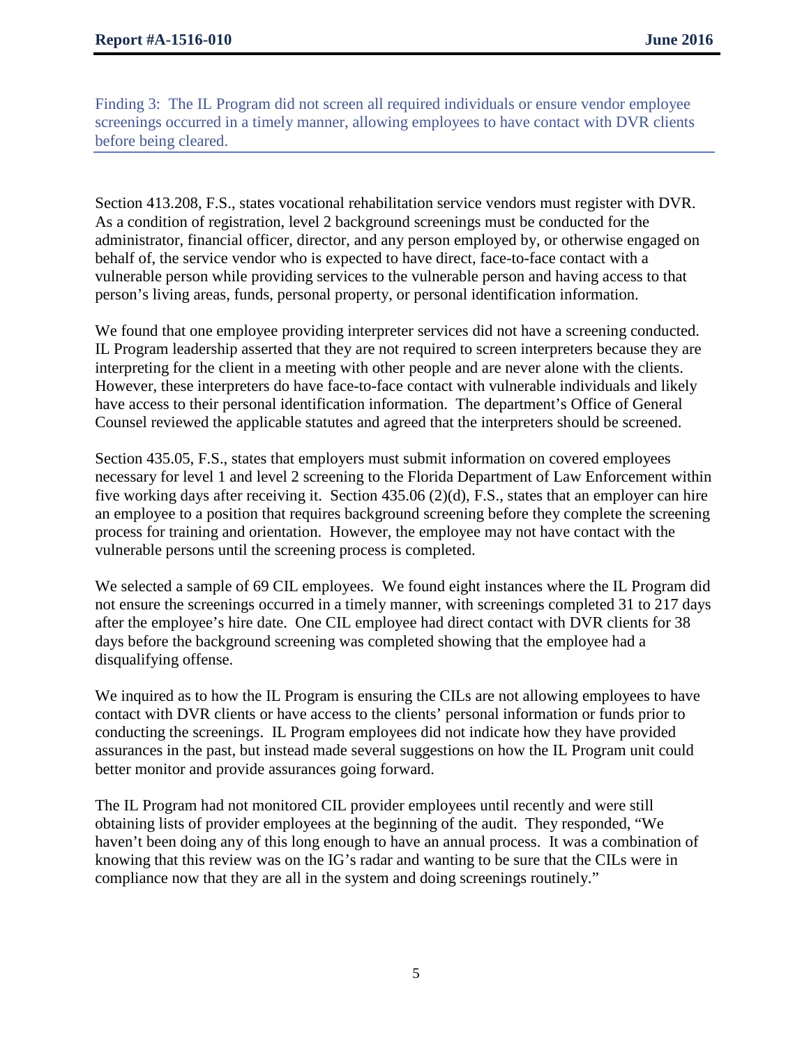### Finding 3: The IL Program did not screen all required individuals or ensure vendor employee screenings occurred in a timely manner, allowing employees to have contact with DVR clients before being cleared.

Section 413.208, F.S., states vocational rehabilitation service vendors must register with DVR. As a condition of registration, level 2 background screenings must be conducted for the administrator, financial officer, director, and any person employed by, or otherwise engaged on behalf of, the service vendor who is expected to have direct, face-to-face contact with a vulnerable person while providing services to the vulnerable person and having access to that person's living areas, funds, personal property, or personal identification information.

We found that one employee providing interpreter services did not have a screening conducted. IL Program leadership asserted that they are not required to screen interpreters because they are interpreting for the client in a meeting with other people and are never alone with the clients. However, these interpreters do have face-to-face contact with vulnerable individuals and likely have access to their personal identification information. The department's Office of General Counsel reviewed the applicable statutes and agreed that the interpreters should be screened.

Section 435.05, F.S., states that employers must submit information on covered employees necessary for level 1 and level 2 screening to the Florida Department of Law Enforcement within five working days after receiving it. Section 435.06 (2)(d), F.S., states that an employer can hire an employee to a position that requires background screening before they complete the screening process for training and orientation. However, the employee may not have contact with the vulnerable persons until the screening process is completed.

We selected a sample of 69 CIL employees. We found eight instances where the IL Program did not ensure the screenings occurred in a timely manner, with screenings completed 31 to 217 days after the employee's hire date. One CIL employee had direct contact with DVR clients for 38 days before the background screening was completed showing that the employee had a disqualifying offense.

We inquired as to how the IL Program is ensuring the CILs are not allowing employees to have contact with DVR clients or have access to the clients' personal information or funds prior to conducting the screenings. IL Program employees did not indicate how they have provided assurances in the past, but instead made several suggestions on how the IL Program unit could better monitor and provide assurances going forward.

The IL Program had not monitored CIL provider employees until recently and were still obtaining lists of provider employees at the beginning of the audit. They responded, "We haven't been doing any of this long enough to have an annual process. It was a combination of knowing that this review was on the IG's radar and wanting to be sure that the CILs were in compliance now that they are all in the system and doing screenings routinely."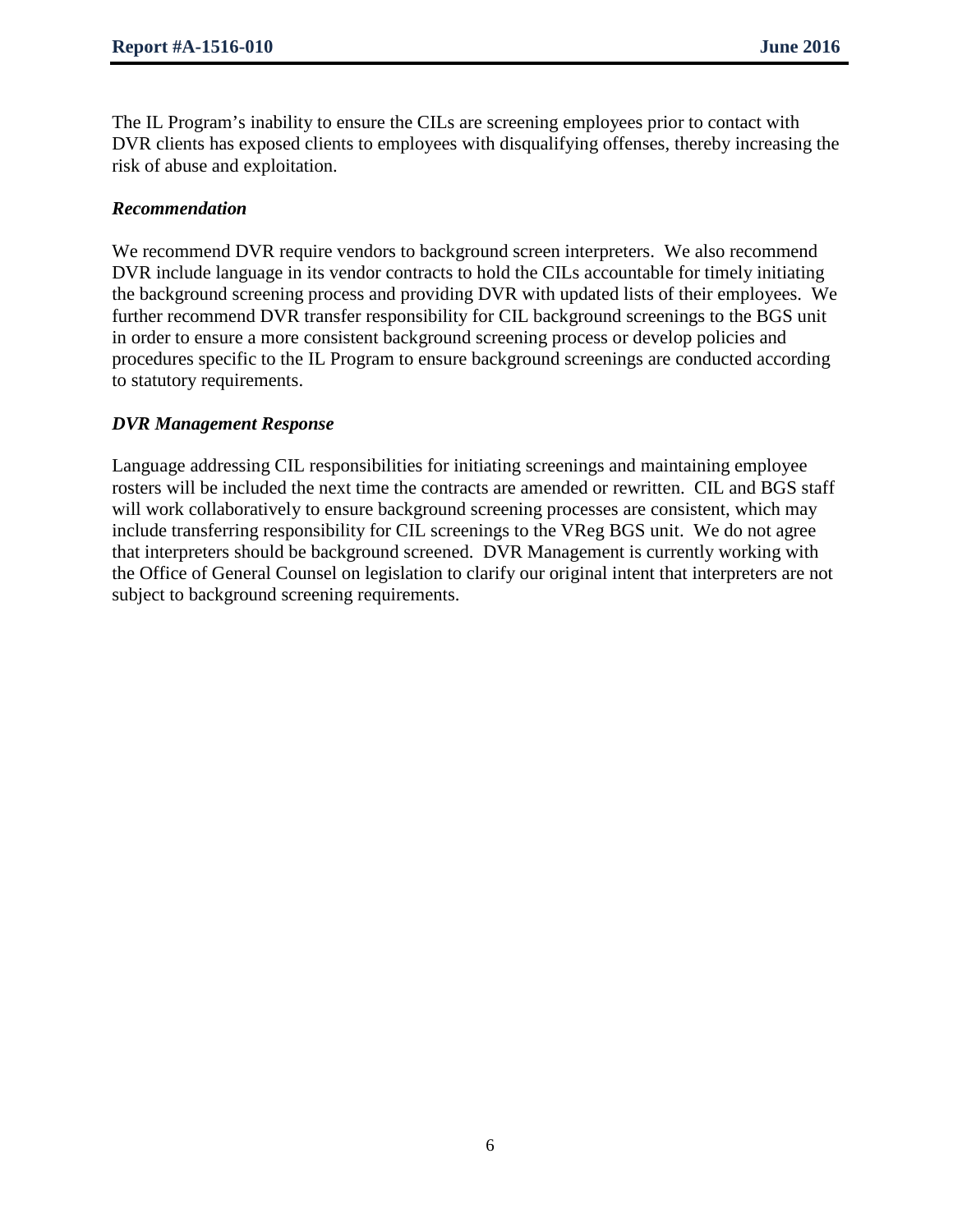The IL Program's inability to ensure the CILs are screening employees prior to contact with DVR clients has exposed clients to employees with disqualifying offenses, thereby increasing the risk of abuse and exploitation.

### *Recommendation*

We recommend DVR require vendors to background screen interpreters. We also recommend DVR include language in its vendor contracts to hold the CILs accountable for timely initiating the background screening process and providing DVR with updated lists of their employees. We further recommend DVR transfer responsibility for CIL background screenings to the BGS unit in order to ensure a more consistent background screening process or develop policies and procedures specific to the IL Program to ensure background screenings are conducted according to statutory requirements.

### *DVR Management Response*

Language addressing CIL responsibilities for initiating screenings and maintaining employee rosters will be included the next time the contracts are amended or rewritten. CIL and BGS staff will work collaboratively to ensure background screening processes are consistent, which may include transferring responsibility for CIL screenings to the VReg BGS unit. We do not agree that interpreters should be background screened. DVR Management is currently working with the Office of General Counsel on legislation to clarify our original intent that interpreters are not subject to background screening requirements.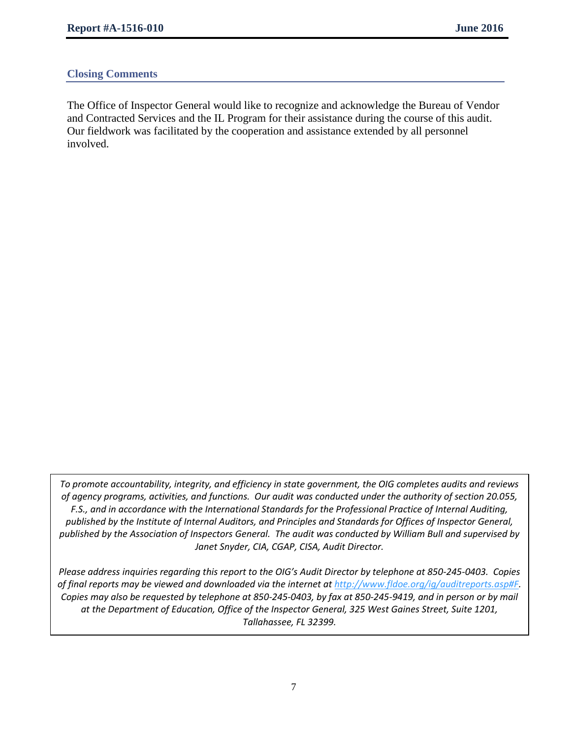## Closing Comments

The Office of Inspector General would like to recognize and acknowledge the Bureau of Vendor and Contracted Services and the IL Program for their assistance during the course of this audit. Our fieldwork was facilitated by the cooperation and assistance extended by all personnel involved.

*To promote accountability, integrity, and efficiency in state government, the OIG completes audits and reviews of agency programs, activities, and functions. Our audit was conducted under the authority of section 20.055, F.S., and in accordance with the International Standards for the Professional Practice of Internal Auditing, published by the Institute of Internal Auditors, and Principles and Standards for Offices of Inspector General, published by the Association of Inspectors General. The audit was conducted by William Bull and supervised by Janet Snyder, CIA, CGAP, CISA, Audit Director.*

*Please address inquiries regarding this report to the OIG's Audit Director by telephone at 850-245-0403. Copies of final reports may be viewed and downloaded via the internet at [http://www.fldoe.org/ig/auditreports.asp#F](http://www.fldoe.org/ig/auditreports.asp#F). Copies may also be requested by telephone at 850-245-0403, by fax at 850-245-9419, and in person or by mail at the Department of Education, Office of the Inspector General, 325 West Gaines Street, Suite 1201, Tallahassee, FL 32399.*